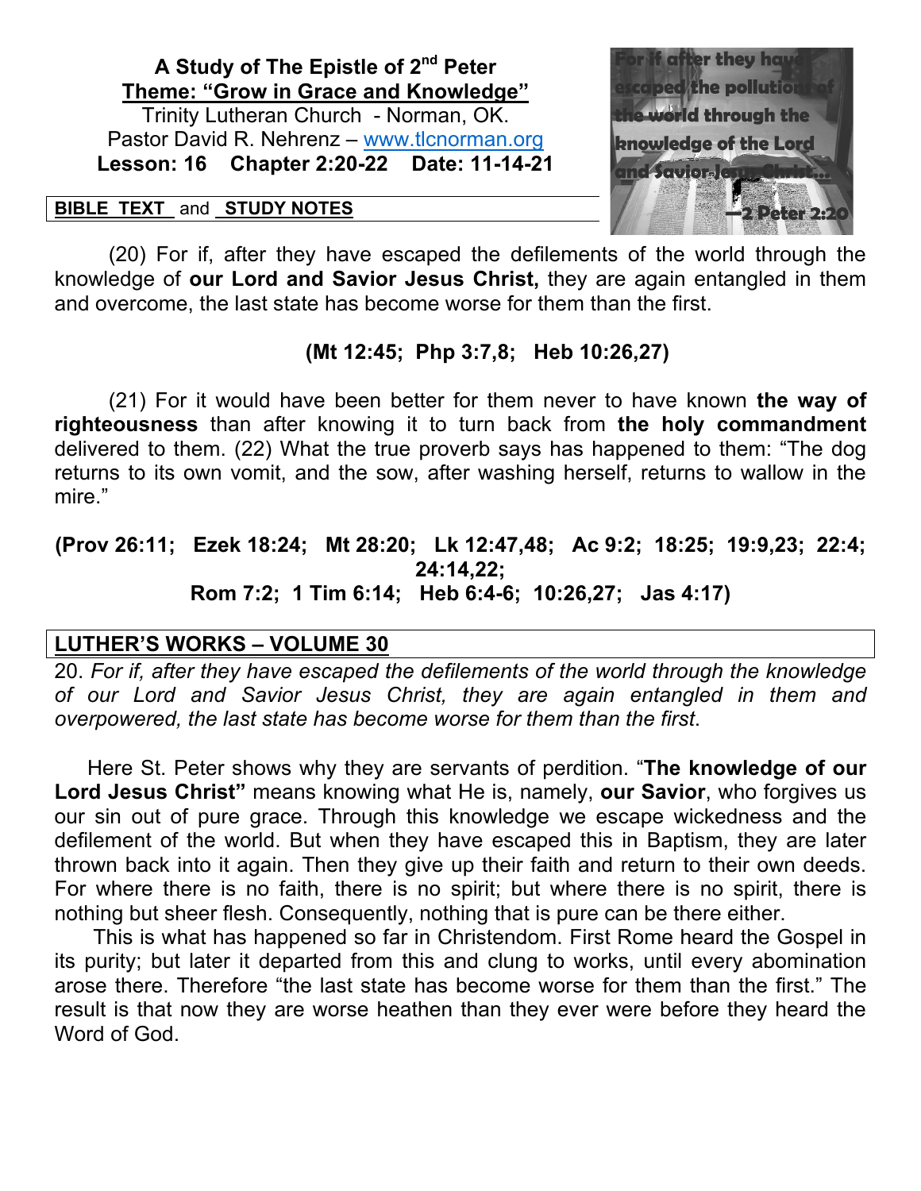**A Study of The Epistle of 2nd Peter**
**Theme: "Grow in Grace and Knowledge"**
Trinity Lutheran Church - Norman, OK.
Pastor David R. Nehrenz – www.tlcnorman.org
**Lesson: 16 Chapter 2:20-22 Date: 11-14-21**

**BIBLE TEXT** and **STUDY NOTES**

(20) For if, after they have escaped the defilements of the world through the knowledge of **our Lord and Savior Jesus Christ,** they are again entangled in them and overcome, the last state has become worse for them than the first.

**(Mt 12:45; Php 3:7,8; Heb 10:26,27)**

(21) For it would have been better for them never to have known **the way of righteousness** than after knowing it to turn back from **the holy commandment** delivered to them. (22) What the true proverb says has happened to them: "The dog returns to its own vomit, and the sow, after washing herself, returns to wallow in the mire."

**(Prov 26:11; Ezek 18:24; Mt 28:20; Lk 12:47,48; Ac 9:2; 18:25; 19:9,23; 22:4; 24:14,22; Rom 7:2; 1 Tim 6:14; Heb 6:4-6; 10:26,27; Jas 4:17)**

**LUTHER'S WORKS – VOLUME 30**

20. *For if, after they have escaped the defilements of the world through the knowledge of our Lord and Savior Jesus Christ, they are again entangled in them and overpowered, the last state has become worse for them than the first*.

Here St. Peter shows why they are servants of perdition. "**The knowledge of our Lord Jesus Christ"** means knowing what He is, namely, **our Savior**, who forgives us our sin out of pure grace. Through this knowledge we escape wickedness and the defilement of the world. But when they have escaped this in Baptism, they are later thrown back into it again. Then they give up their faith and return to their own deeds. For where there is no faith, there is no spirit; but where there is no spirit, there is nothing but sheer flesh. Consequently, nothing that is pure can be there either.

This is what has happened so far in Christendom. First Rome heard the Gospel in its purity; but later it departed from this and clung to works, until every abomination arose there. Therefore "the last state has become worse for them than the first." The result is that now they are worse heathen than they ever were before they heard the Word of God.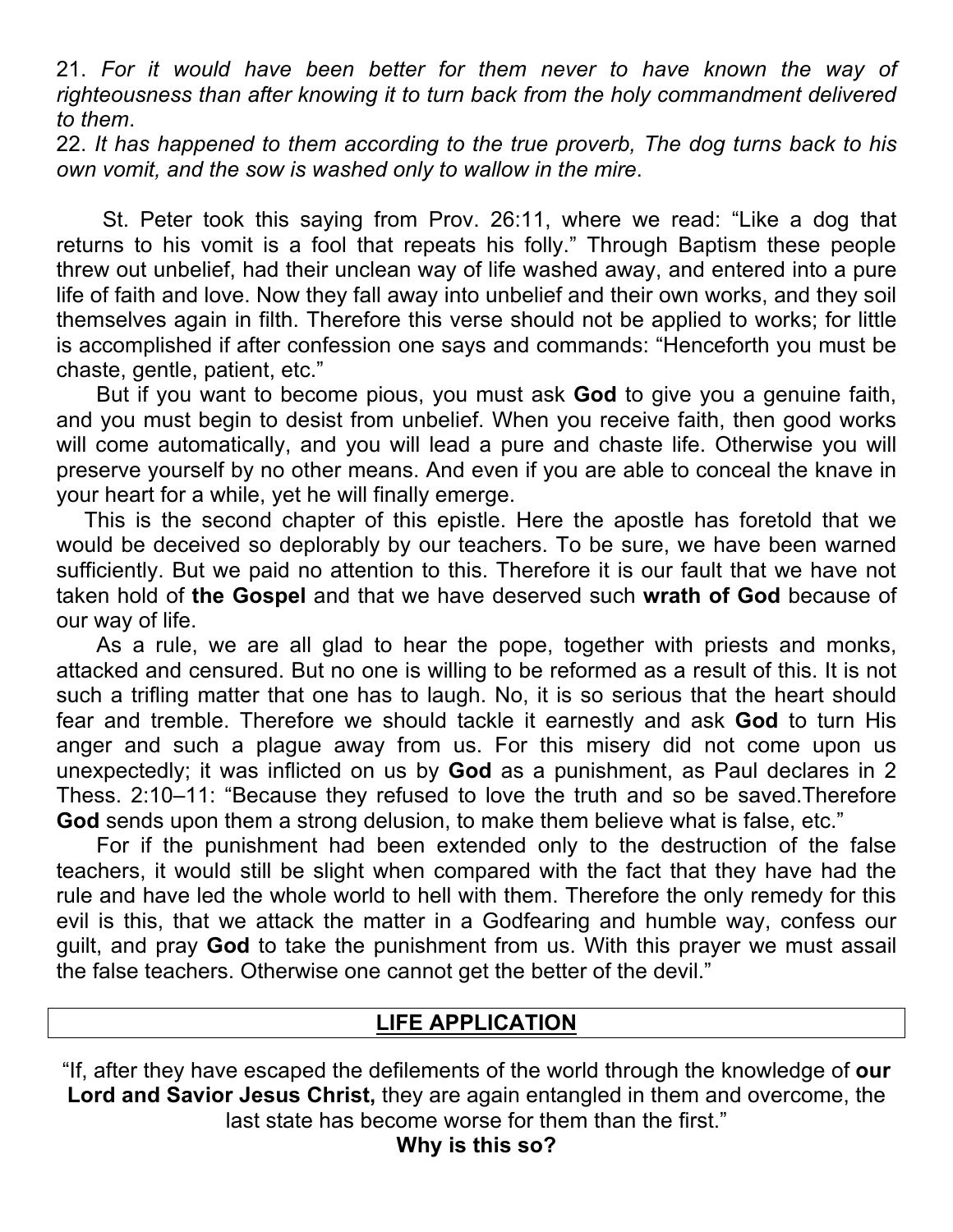21. *For it would have been better for them never to have known the way of righteousness than after knowing it to turn back from the holy commandment delivered to them*.

22. *It has happened to them according to the true proverb, The dog turns back to his own vomit, and the sow is washed only to wallow in the mire*.

St. Peter took this saying from Prov. 26:11, where we read: "Like a dog that returns to his vomit is a fool that repeats his folly." Through Baptism these people threw out unbelief, had their unclean way of life washed away, and entered into a pure life of faith and love. Now they fall away into unbelief and their own works, and they soil themselves again in filth. Therefore this verse should not be applied to works; for little is accomplished if after confession one says and commands: "Henceforth you must be chaste, gentle, patient, etc."

But if you want to become pious, you must ask **God** to give you a genuine faith, and you must begin to desist from unbelief. When you receive faith, then good works will come automatically, and you will lead a pure and chaste life. Otherwise you will preserve yourself by no other means. And even if you are able to conceal the knave in your heart for a while, yet he will finally emerge.

This is the second chapter of this epistle. Here the apostle has foretold that we would be deceived so deplorably by our teachers. To be sure, we have been warned sufficiently. But we paid no attention to this. Therefore it is our fault that we have not taken hold of **the Gospel** and that we have deserved such **wrath of God** because of our way of life.

As a rule, we are all glad to hear the pope, together with priests and monks, attacked and censured. But no one is willing to be reformed as a result of this. It is not such a trifling matter that one has to laugh. No, it is so serious that the heart should fear and tremble. Therefore we should tackle it earnestly and ask **God** to turn His anger and such a plague away from us. For this misery did not come upon us unexpectedly; it was inflicted on us by **God** as a punishment, as Paul declares in 2 Thess. 2:10–11: "Because they refused to love the truth and so be saved.Therefore **God** sends upon them a strong delusion, to make them believe what is false, etc."

For if the punishment had been extended only to the destruction of the false teachers, it would still be slight when compared with the fact that they have had the rule and have led the whole world to hell with them. Therefore the only remedy for this evil is this, that we attack the matter in a Godfearing and humble way, confess our guilt, and pray **God** to take the punishment from us. With this prayer we must assail the false teachers. Otherwise one cannot get the better of the devil."

## LIFE APPLICATION

"If, after they have escaped the defilements of the world through the knowledge of **our Lord and Savior Jesus Christ,** they are again entangled in them and overcome, the last state has become worse for them than the first."

**Why is this so?**